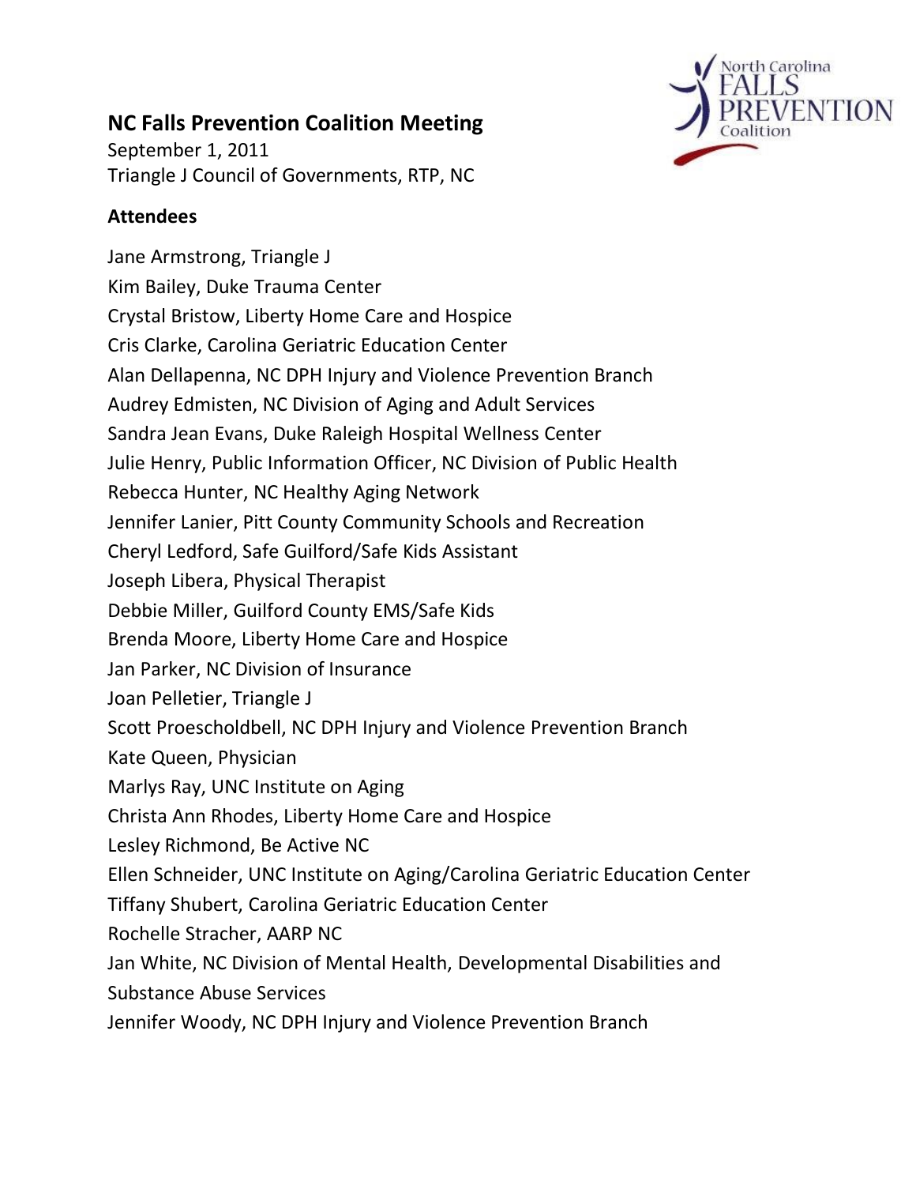# NC Falls Prevention Coalition Meeting

September 1, 2011
Triangle J Council of Governments, RTP, NC

## Attendees

Jane Armstrong, Triangle J
Kim Bailey, Duke Trauma Center
Crystal Bristow, Liberty Home Care and Hospice
Cris Clarke, Carolina Geriatric Education Center
Alan Dellapenna, NC DPH Injury and Violence Prevention Branch
Audrey Edmisten, NC Division of Aging and Adult Services
Sandra Jean Evans, Duke Raleigh Hospital Wellness Center
Julie Henry, Public Information Officer, NC Division of Public Health
Rebecca Hunter, NC Healthy Aging Network
Jennifer Lanier, Pitt County Community Schools and Recreation
Cheryl Ledford, Safe Guilford/Safe Kids Assistant
Joseph Libera, Physical Therapist
Debbie Miller, Guilford County EMS/Safe Kids
Brenda Moore, Liberty Home Care and Hospice
Jan Parker, NC Division of Insurance
Joan Pelletier, Triangle J
Scott Proescholdbell, NC DPH Injury and Violence Prevention Branch
Kate Queen, Physician
Marlys Ray, UNC Institute on Aging
Christa Ann Rhodes, Liberty Home Care and Hospice
Lesley Richmond, Be Active NC
Ellen Schneider, UNC Institute on Aging/Carolina Geriatric Education Center
Tiffany Shubert, Carolina Geriatric Education Center
Rochelle Stracher, AARP NC
Jan White, NC Division of Mental Health, Developmental Disabilities and Substance Abuse Services
Jennifer Woody, NC DPH Injury and Violence Prevention Branch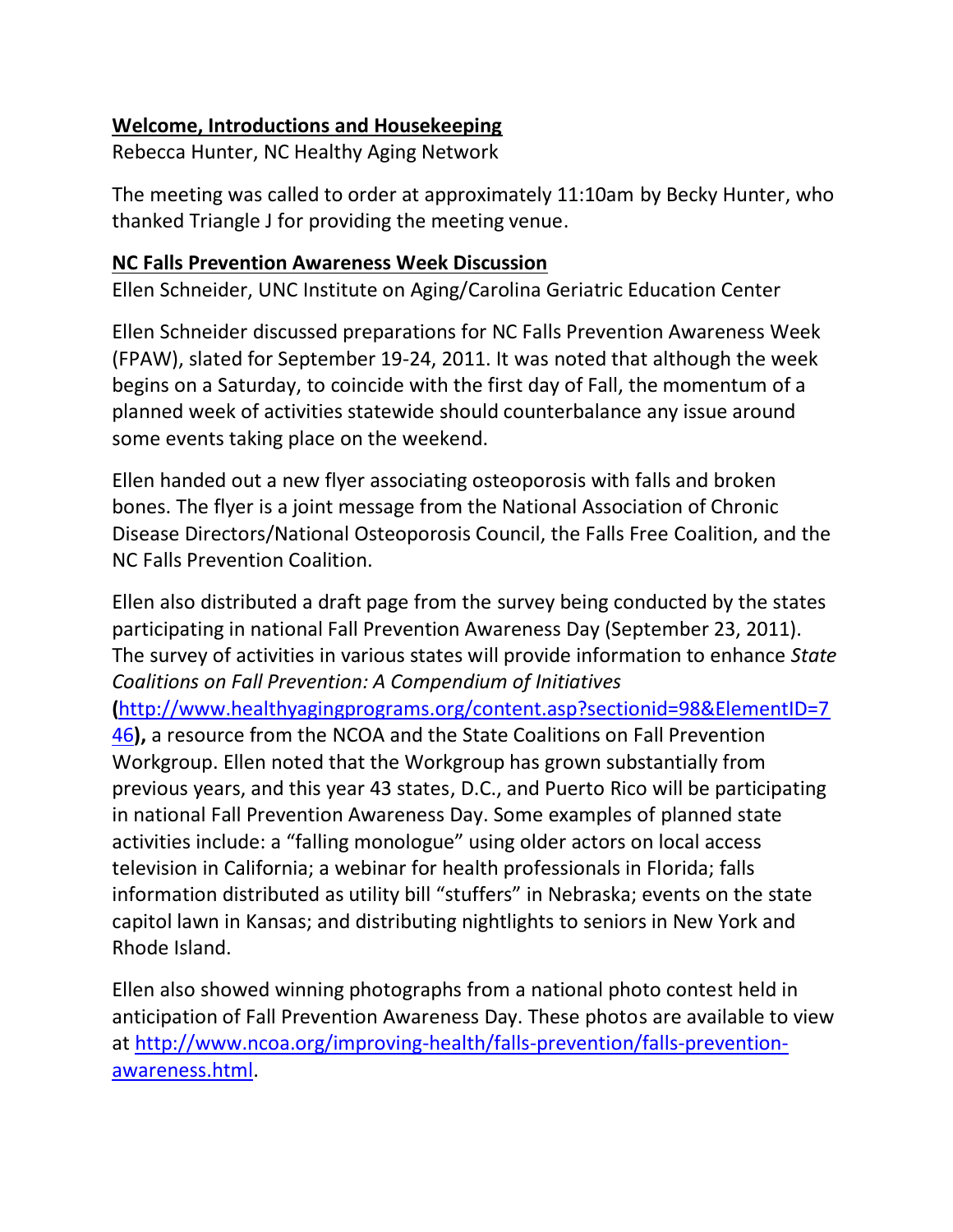**Welcome, Introductions and Housekeeping**

Rebecca Hunter, NC Healthy Aging Network

The meeting was called to order at approximately 11:10am by Becky Hunter, who thanked Triangle J for providing the meeting venue.

**NC Falls Prevention Awareness Week Discussion**

Ellen Schneider, UNC Institute on Aging/Carolina Geriatric Education Center

Ellen Schneider discussed preparations for NC Falls Prevention Awareness Week (FPAW), slated for September 19-24, 2011. It was noted that although the week begins on a Saturday, to coincide with the first day of Fall, the momentum of a planned week of activities statewide should counterbalance any issue around some events taking place on the weekend.

Ellen handed out a new flyer associating osteoporosis with falls and broken bones. The flyer is a joint message from the National Association of Chronic Disease Directors/National Osteoporosis Council, the Falls Free Coalition, and the NC Falls Prevention Coalition.

Ellen also distributed a draft page from the survey being conducted by the states participating in national Fall Prevention Awareness Day (September 23, 2011). The survey of activities in various states will provide information to enhance *State Coalitions on Fall Prevention: A Compendium of Initiatives* **(**http://www.healthyagingprograms.org/content.asp?sectionid=98&ElementID=746**),** a resource from the NCOA and the State Coalitions on Fall Prevention Workgroup. Ellen noted that the Workgroup has grown substantially from previous years, and this year 43 states, D.C., and Puerto Rico will be participating in national Fall Prevention Awareness Day. Some examples of planned state activities include: a "falling monologue" using older actors on local access television in California; a webinar for health professionals in Florida; falls information distributed as utility bill "stuffers" in Nebraska; events on the state capitol lawn in Kansas; and distributing nightlights to seniors in New York and Rhode Island.

Ellen also showed winning photographs from a national photo contest held in anticipation of Fall Prevention Awareness Day. These photos are available to view at http://www.ncoa.org/improving-health/falls-prevention/falls-prevention-awareness.html.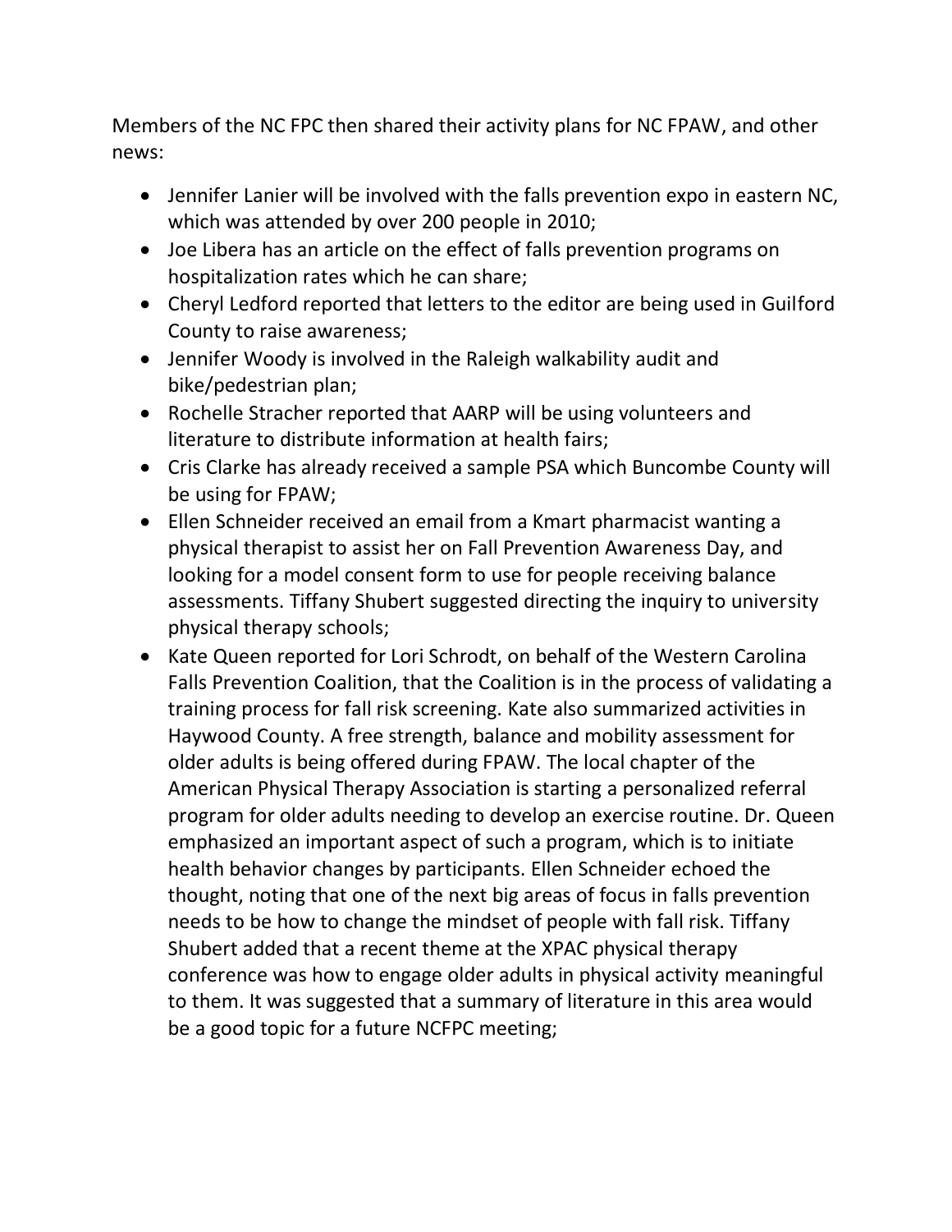Members of the NC FPC then shared their activity plans for NC FPAW, and other news:

- Jennifer Lanier will be involved with the falls prevention expo in eastern NC, which was attended by over 200 people in 2010;
- Joe Libera has an article on the effect of falls prevention programs on hospitalization rates which he can share;
- Cheryl Ledford reported that letters to the editor are being used in Guilford County to raise awareness;
- Jennifer Woody is involved in the Raleigh walkability audit and bike/pedestrian plan;
- Rochelle Stracher reported that AARP will be using volunteers and literature to distribute information at health fairs;
- Cris Clarke has already received a sample PSA which Buncombe County will be using for FPAW;
- Ellen Schneider received an email from a Kmart pharmacist wanting a physical therapist to assist her on Fall Prevention Awareness Day, and looking for a model consent form to use for people receiving balance assessments. Tiffany Shubert suggested directing the inquiry to university physical therapy schools;
- Kate Queen reported for Lori Schrodt, on behalf of the Western Carolina Falls Prevention Coalition, that the Coalition is in the process of validating a training process for fall risk screening. Kate also summarized activities in Haywood County. A free strength, balance and mobility assessment for older adults is being offered during FPAW. The local chapter of the American Physical Therapy Association is starting a personalized referral program for older adults needing to develop an exercise routine. Dr. Queen emphasized an important aspect of such a program, which is to initiate health behavior changes by participants. Ellen Schneider echoed the thought, noting that one of the next big areas of focus in falls prevention needs to be how to change the mindset of people with fall risk. Tiffany Shubert added that a recent theme at the XPAC physical therapy conference was how to engage older adults in physical activity meaningful to them. It was suggested that a summary of literature in this area would be a good topic for a future NCFPC meeting;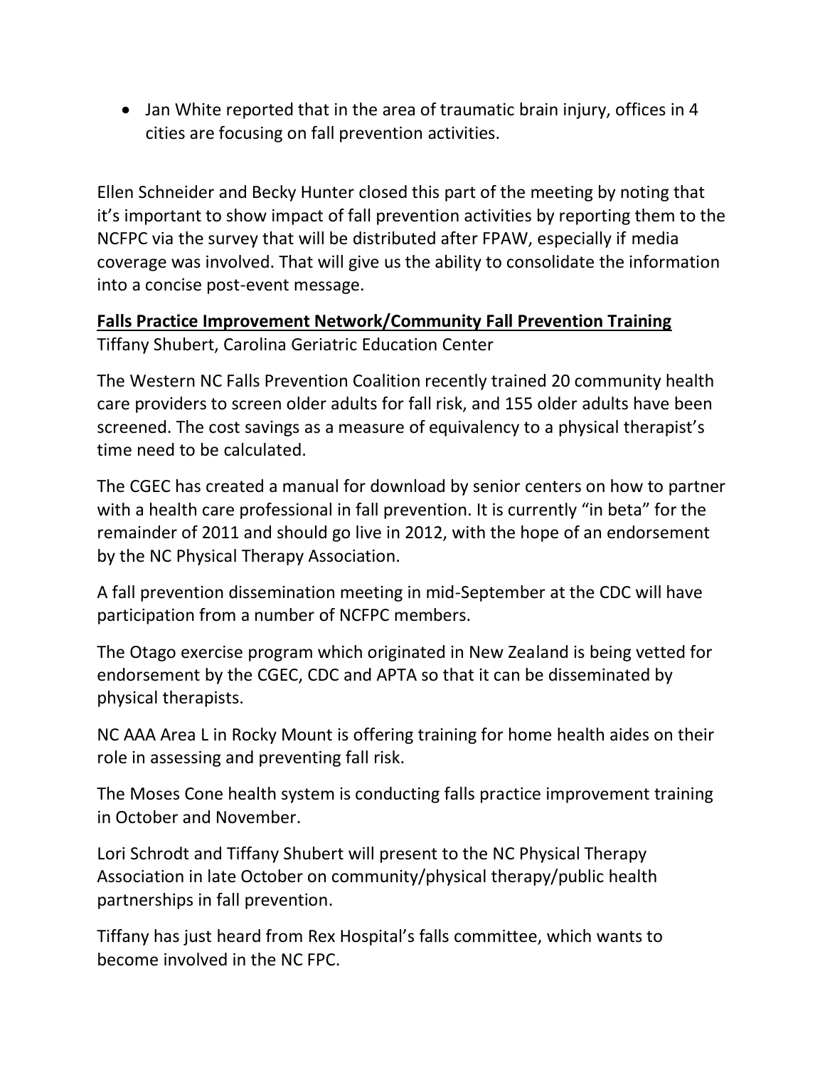- Jan White reported that in the area of traumatic brain injury, offices in 4 cities are focusing on fall prevention activities.

Ellen Schneider and Becky Hunter closed this part of the meeting by noting that it's important to show impact of fall prevention activities by reporting them to the NCFPC via the survey that will be distributed after FPAW, especially if media coverage was involved. That will give us the ability to consolidate the information into a concise post-event message.

**<u>Falls Practice Improvement Network/Community Fall Prevention Training</u>**

Tiffany Shubert, Carolina Geriatric Education Center

The Western NC Falls Prevention Coalition recently trained 20 community health care providers to screen older adults for fall risk, and 155 older adults have been screened. The cost savings as a measure of equivalency to a physical therapist's time need to be calculated.

The CGEC has created a manual for download by senior centers on how to partner with a health care professional in fall prevention. It is currently "in beta" for the remainder of 2011 and should go live in 2012, with the hope of an endorsement by the NC Physical Therapy Association.

A fall prevention dissemination meeting in mid-September at the CDC will have participation from a number of NCFPC members.

The Otago exercise program which originated in New Zealand is being vetted for endorsement by the CGEC, CDC and APTA so that it can be disseminated by physical therapists.

NC AAA Area L in Rocky Mount is offering training for home health aides on their role in assessing and preventing fall risk.

The Moses Cone health system is conducting falls practice improvement training in October and November.

Lori Schrodt and Tiffany Shubert will present to the NC Physical Therapy Association in late October on community/physical therapy/public health partnerships in fall prevention.

Tiffany has just heard from Rex Hospital's falls committee, which wants to become involved in the NC FPC.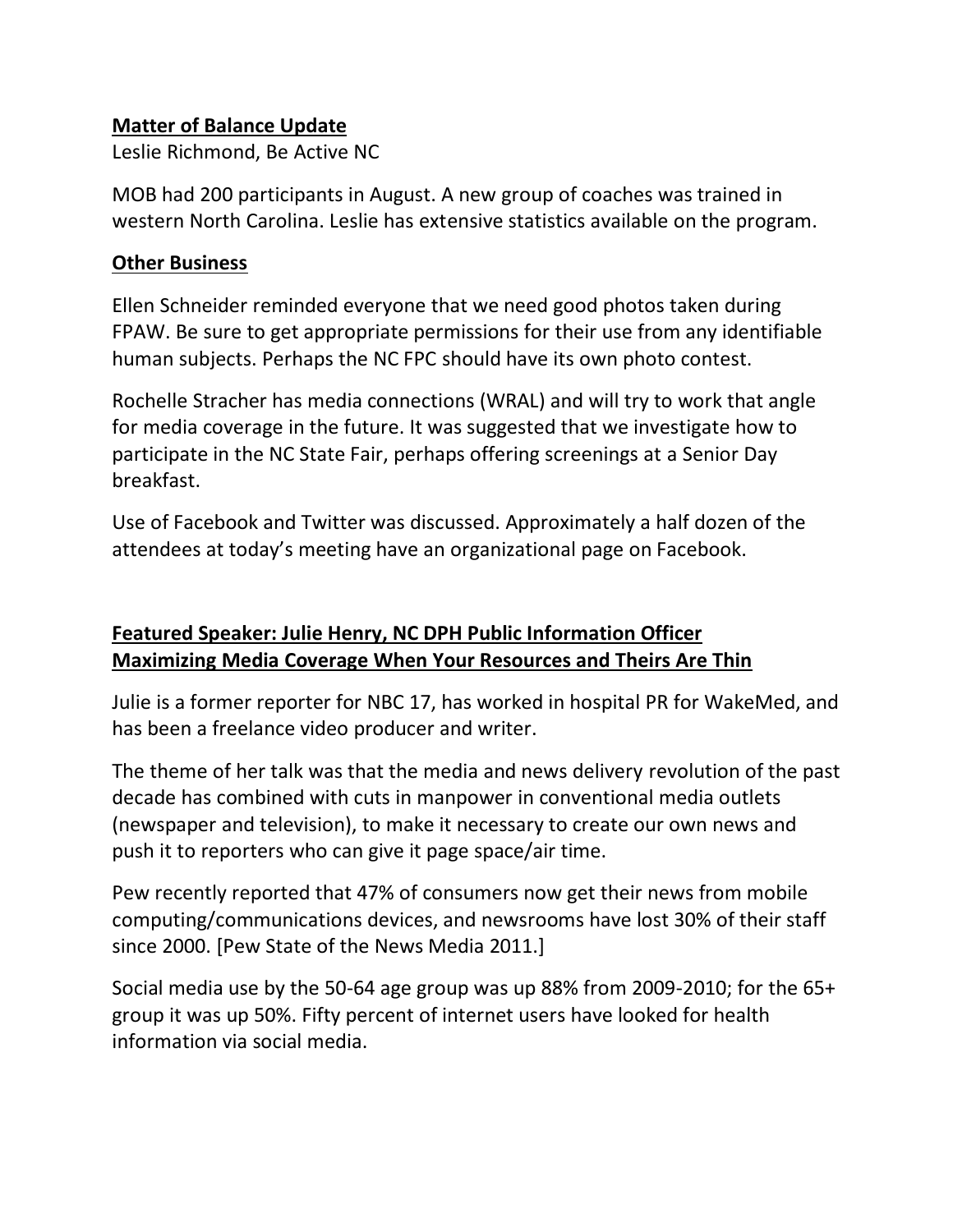**Matter of Balance Update**

Leslie Richmond, Be Active NC

MOB had 200 participants in August. A new group of coaches was trained in western North Carolina. Leslie has extensive statistics available on the program.

**Other Business**

Ellen Schneider reminded everyone that we need good photos taken during FPAW. Be sure to get appropriate permissions for their use from any identifiable human subjects. Perhaps the NC FPC should have its own photo contest.

Rochelle Stracher has media connections (WRAL) and will try to work that angle for media coverage in the future. It was suggested that we investigate how to participate in the NC State Fair, perhaps offering screenings at a Senior Day breakfast.

Use of Facebook and Twitter was discussed. Approximately a half dozen of the attendees at today's meeting have an organizational page on Facebook.

**Featured Speaker: Julie Henry, NC DPH Public Information Officer**
**Maximizing Media Coverage When Your Resources and Theirs Are Thin**

Julie is a former reporter for NBC 17, has worked in hospital PR for WakeMed, and has been a freelance video producer and writer.

The theme of her talk was that the media and news delivery revolution of the past decade has combined with cuts in manpower in conventional media outlets (newspaper and television), to make it necessary to create our own news and push it to reporters who can give it page space/air time.

Pew recently reported that 47% of consumers now get their news from mobile computing/communications devices, and newsrooms have lost 30% of their staff since 2000. [Pew State of the News Media 2011.]

Social media use by the 50-64 age group was up 88% from 2009-2010; for the 65+ group it was up 50%. Fifty percent of internet users have looked for health information via social media.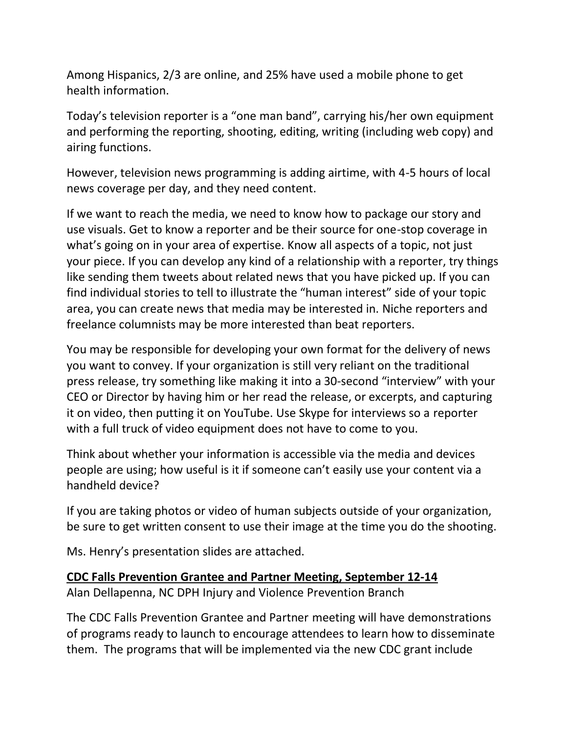Among Hispanics, 2/3 are online, and 25% have used a mobile phone to get health information.

Today's television reporter is a "one man band", carrying his/her own equipment and performing the reporting, shooting, editing, writing (including web copy) and airing functions.

However, television news programming is adding airtime, with 4-5 hours of local news coverage per day, and they need content.

If we want to reach the media, we need to know how to package our story and use visuals. Get to know a reporter and be their source for one-stop coverage in what's going on in your area of expertise. Know all aspects of a topic, not just your piece. If you can develop any kind of a relationship with a reporter, try things like sending them tweets about related news that you have picked up. If you can find individual stories to tell to illustrate the "human interest" side of your topic area, you can create news that media may be interested in. Niche reporters and freelance columnists may be more interested than beat reporters.

You may be responsible for developing your own format for the delivery of news you want to convey. If your organization is still very reliant on the traditional press release, try something like making it into a 30-second "interview" with your CEO or Director by having him or her read the release, or excerpts, and capturing it on video, then putting it on YouTube. Use Skype for interviews so a reporter with a full truck of video equipment does not have to come to you.

Think about whether your information is accessible via the media and devices people are using; how useful is it if someone can't easily use your content via a handheld device?

If you are taking photos or video of human subjects outside of your organization, be sure to get written consent to use their image at the time you do the shooting.

Ms. Henry's presentation slides are attached.

**CDC Falls Prevention Grantee and Partner Meeting, September 12-14**

Alan Dellapenna, NC DPH Injury and Violence Prevention Branch

The CDC Falls Prevention Grantee and Partner meeting will have demonstrations of programs ready to launch to encourage attendees to learn how to disseminate them. The programs that will be implemented via the new CDC grant include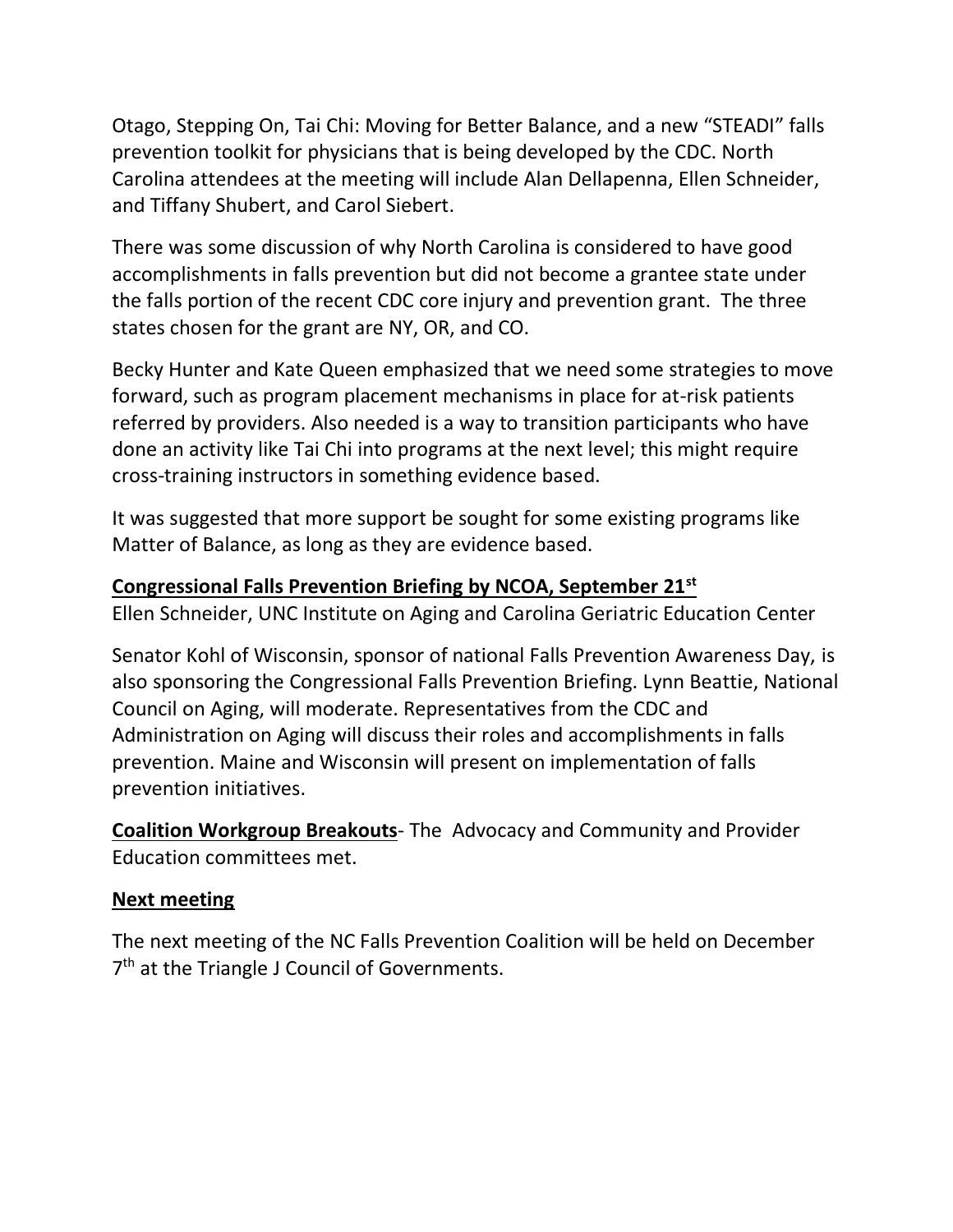Otago, Stepping On, Tai Chi: Moving for Better Balance, and a new "STEADI" falls prevention toolkit for physicians that is being developed by the CDC. North Carolina attendees at the meeting will include Alan Dellapenna, Ellen Schneider, and Tiffany Shubert, and Carol Siebert.

There was some discussion of why North Carolina is considered to have good accomplishments in falls prevention but did not become a grantee state under the falls portion of the recent CDC core injury and prevention grant. The three states chosen for the grant are NY, OR, and CO.

Becky Hunter and Kate Queen emphasized that we need some strategies to move forward, such as program placement mechanisms in place for at-risk patients referred by providers. Also needed is a way to transition participants who have done an activity like Tai Chi into programs at the next level; this might require cross-training instructors in something evidence based.

It was suggested that more support be sought for some existing programs like Matter of Balance, as long as they are evidence based.

**Congressional Falls Prevention Briefing by NCOA, September 21st**

Ellen Schneider, UNC Institute on Aging and Carolina Geriatric Education Center

Senator Kohl of Wisconsin, sponsor of national Falls Prevention Awareness Day, is also sponsoring the Congressional Falls Prevention Briefing. Lynn Beattie, National Council on Aging, will moderate. Representatives from the CDC and Administration on Aging will discuss their roles and accomplishments in falls prevention. Maine and Wisconsin will present on implementation of falls prevention initiatives.

**Coalition Workgroup Breakouts**- The Advocacy and Community and Provider Education committees met.

**Next meeting**

The next meeting of the NC Falls Prevention Coalition will be held on December 7th at the Triangle J Council of Governments.